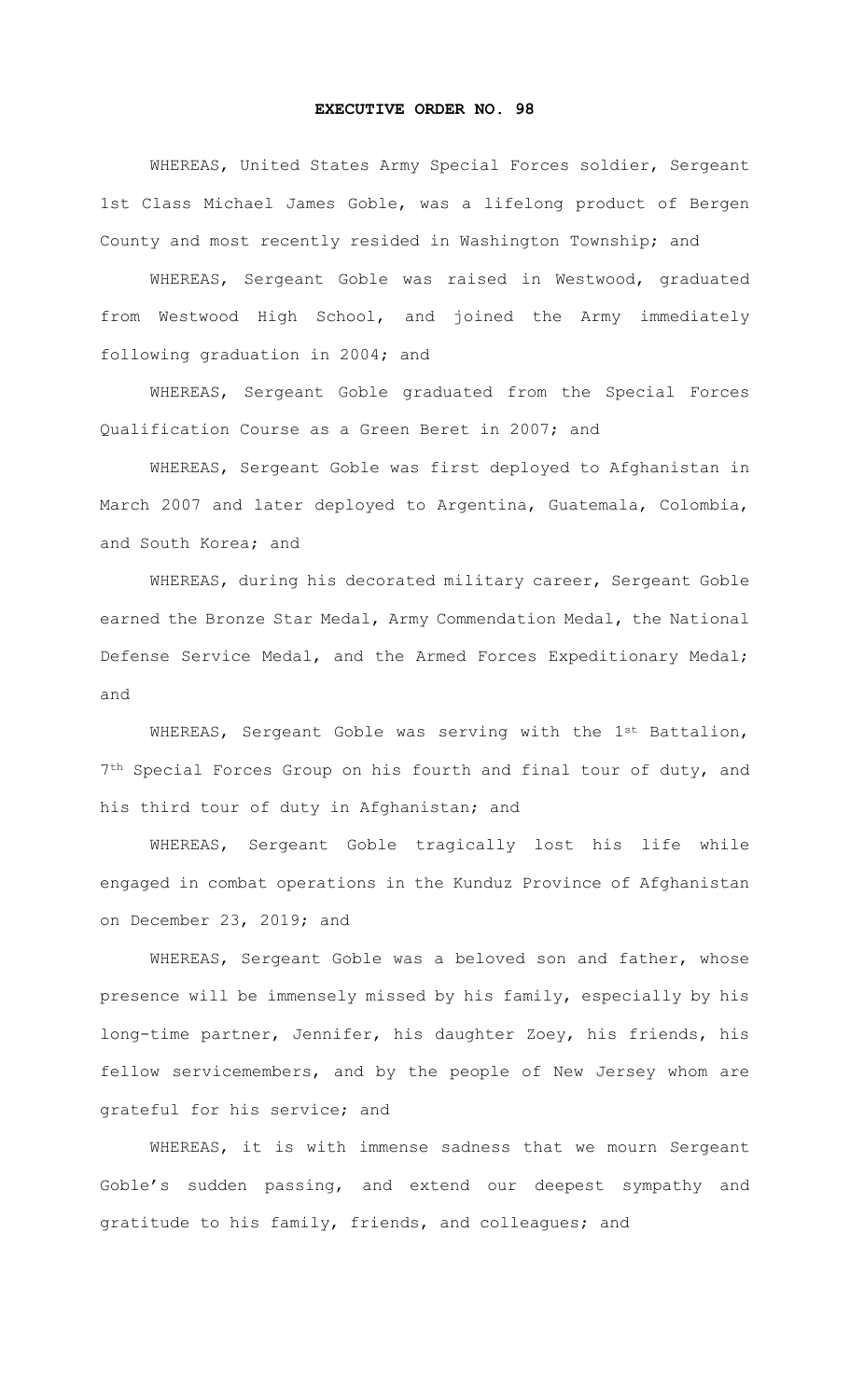**EXECUTIVE ORDER NO. 98**

WHEREAS, United States Army Special Forces soldier, Sergeant 1st Class Michael James Goble, was a lifelong product of Bergen County and most recently resided in Washington Township; and

WHEREAS, Sergeant Goble was raised in Westwood, graduated from Westwood High School, and joined the Army immediately following graduation in 2004; and

WHEREAS, Sergeant Goble graduated from the Special Forces Qualification Course as a Green Beret in 2007; and

WHEREAS, Sergeant Goble was first deployed to Afghanistan in March 2007 and later deployed to Argentina, Guatemala, Colombia, and South Korea; and

WHEREAS, during his decorated military career, Sergeant Goble earned the Bronze Star Medal, Army Commendation Medal, the National Defense Service Medal, and the Armed Forces Expeditionary Medal; and

WHEREAS, Sergeant Goble was serving with the 1st Battalion, 7th Special Forces Group on his fourth and final tour of duty, and his third tour of duty in Afghanistan; and

WHEREAS, Sergeant Goble tragically lost his life while engaged in combat operations in the Kunduz Province of Afghanistan on December 23, 2019; and

WHEREAS, Sergeant Goble was a beloved son and father, whose presence will be immensely missed by his family, especially by his long-time partner, Jennifer, his daughter Zoey, his friends, his fellow servicemembers, and by the people of New Jersey whom are grateful for his service; and

WHEREAS, it is with immense sadness that we mourn Sergeant Goble's sudden passing, and extend our deepest sympathy and gratitude to his family, friends, and colleagues; and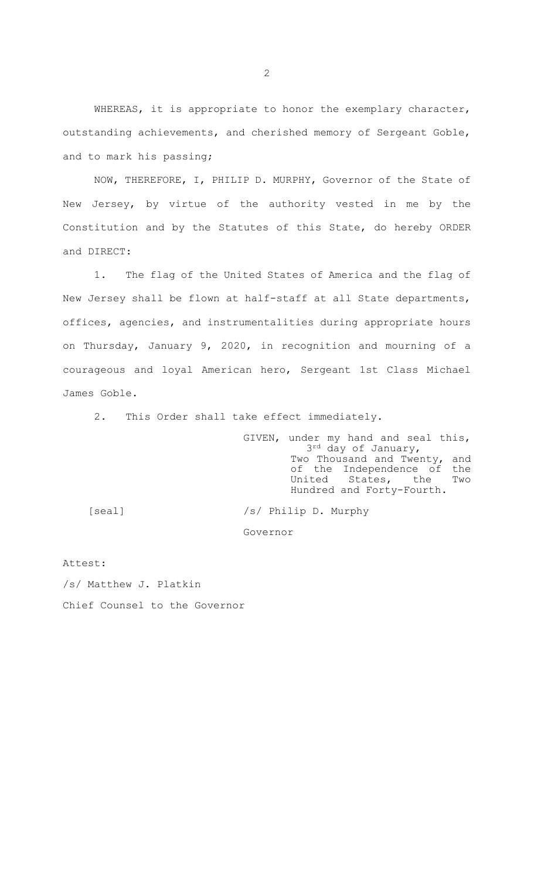WHEREAS, it is appropriate to honor the exemplary character, outstanding achievements, and cherished memory of Sergeant Goble, and to mark his passing;

NOW, THEREFORE, I, PHILIP D. MURPHY, Governor of the State of New Jersey, by virtue of the authority vested in me by the Constitution and by the Statutes of this State, do hereby ORDER and DIRECT:

1. The flag of the United States of America and the flag of New Jersey shall be flown at half-staff at all State departments, offices, agencies, and instrumentalities during appropriate hours on Thursday, January 9, 2020, in recognition and mourning of a courageous and loyal American hero, Sergeant 1st Class Michael James Goble.

2. This Order shall take effect immediately.

GIVEN, under my hand and seal this, 3rd day of January, Two Thousand and Twenty, and of the Independence of the United States, the Two Hundred and Forty-Fourth.

[seal]

/s/ Philip D. Murphy

Governor

Attest:

/s/ Matthew J. Platkin

Chief Counsel to the Governor